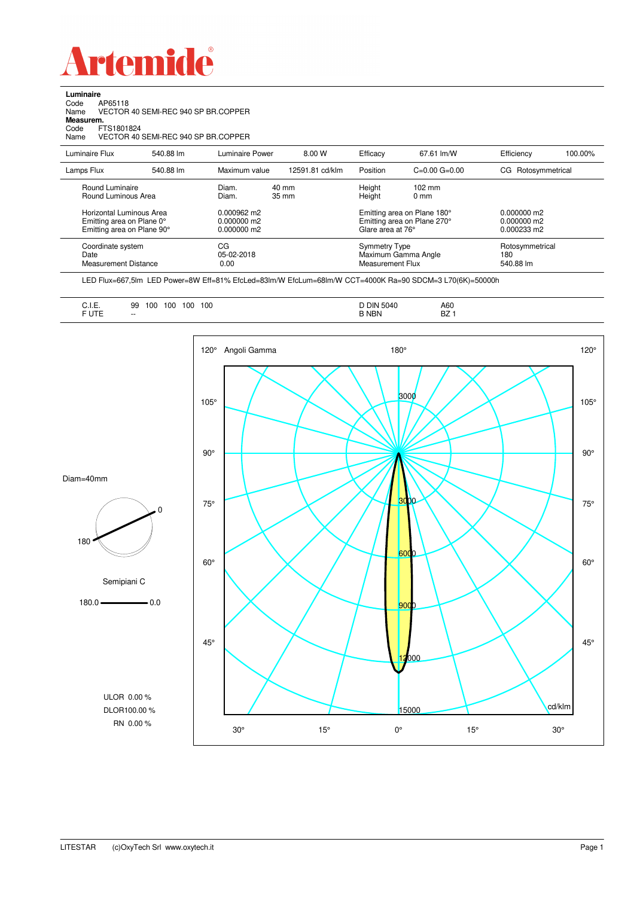# Artemide

**Luminaire**

Code AP65118
Name VECTOR 40 SEMI-REC 940 SP BR.COPPER

**Measurem.**

Code FTS1801824
Name VECTOR 40 SEMI-REC 940 SP BR.COPPER

| Luminaire Flux | 540.88 lm | Luminaire Power | 8.00 W | Efficacy | 67.61 lm/W | Efficiency | 100.00% |
|---|---|---|---|---|---|---|---|
| Lamps Flux | 540.88 lm | Maximum value | 12591.81 cd/klm | Position | C=0.00 G=0.00 | CG Rotosymmetrical | |

| | | | | |
|---|---|---|---|---|
| Round Luminaire | Diam. 40 mm | Height 102 mm | |
| Round Luminous Area | Diam. 35 mm | Height 0 mm | |
| Horizontal Luminous Area | 0.000962 m2 | Emitting area on Plane 180° | 0.000000 m2 |
| Emitting area on Plane 0° | 0.000000 m2 | Emitting area on Plane 270° | 0.000000 m2 |
| Emitting area on Plane 90° | 0.000000 m2 | Glare area at 76° | 0.000233 m2 |

| | | | |
|---|---|---|---|
| Coordinate system | CG | Symmetry Type | Rotosymmetrical |
| Date | 05-02-2018 | Maximum Gamma Angle | 180 |
| Measurement Distance | 0.00 | Measurement Flux | 540.88 lm |

LED Flux=667,5lm LED Power=8W Eff=81% EfcLed=83lm/W EfcLum=68lm/W CCT=4000K Ra=90 SDCM=3 L70(6K)=50000h

| | | | |
|---|---|---|---|
| C.I.E. | 99 100 100 100 100 | D DIN 5040 | A60 |
| F UTE | -- | B NBN | BZ 1 |

Diam=40mm

Semipiani C

180.0 — 0.0

ULOR 0.00 %
DLOR100.00 %
RN 0.00 %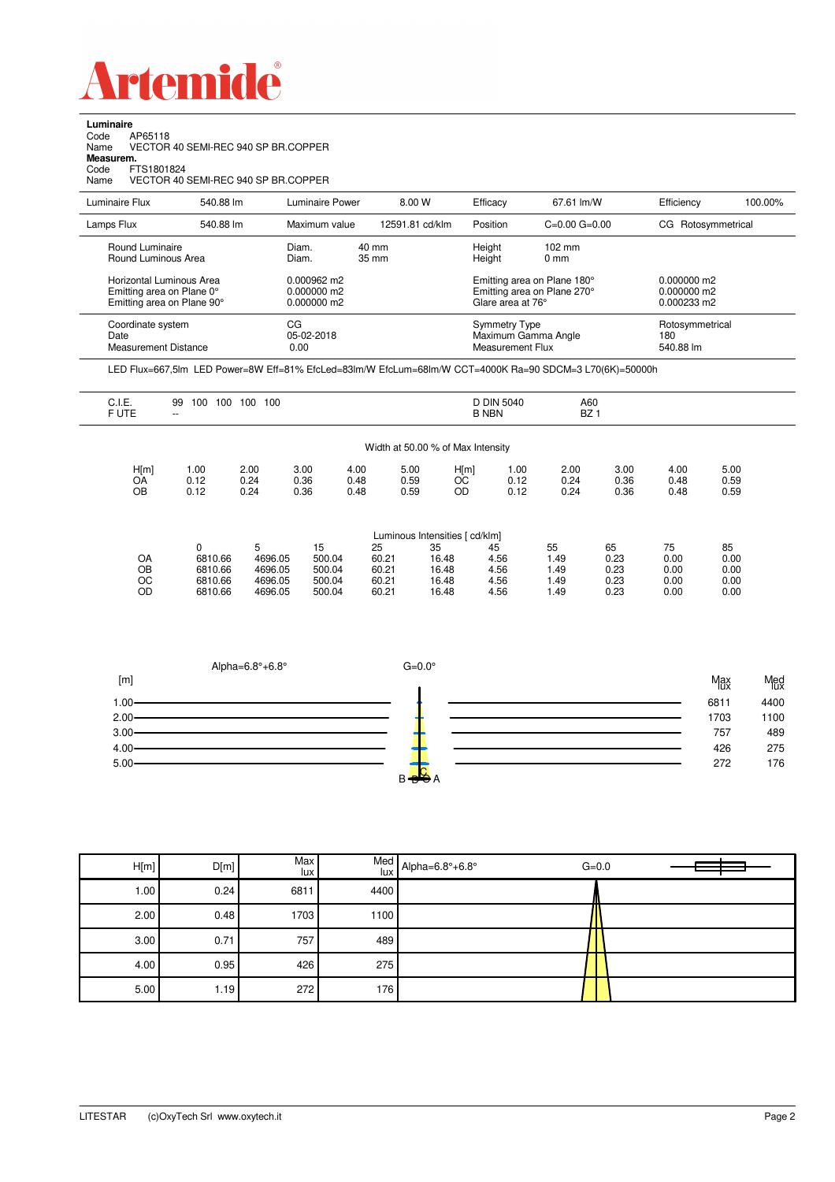# Artemide

**Luminaire**
Code AP65118
Name VECTOR 40 SEMI-REC 940 SP BR.COPPER
**Measurem.**
Code FTS1801824
Name VECTOR 40 SEMI-REC 940 SP BR.COPPER

| | | | | | | | |
|---|---|---|---|---|---|---|---|
| Luminaire Flux | 540.88 lm | Luminaire Power | 8.00 W | Efficacy | 67.61 lm/W | Efficiency | 100.00% |
| Lamps Flux | 540.88 lm | Maximum value | 12591.81 cd/klm | Position | C=0.00 G=0.00 | CG | Rotosymmetrical |

| | | | | | | |
|---|---|---|---|---|---|---|
| Round Luminaire | Diam. | 40 mm | Height | 102 mm | | |
| Round Luminous Area | Diam. | 35 mm | Height | 0 mm | | |
| Horizontal Luminous Area | 0.000962 m2 | | Emitting area on Plane 180° | | 0.000000 m2 | |
| Emitting area on Plane 0° | 0.000000 m2 | | Emitting area on Plane 270° | | 0.000000 m2 | |
| Emitting area on Plane 90° | 0.000000 m2 | | Glare area at 76° | | 0.000233 m2 | |
| Coordinate system | CG | | Symmetry Type | | Rotosymmetrical | |
| Date | 05-02-2018 | | Maximum Gamma Angle | | 180 | |
| Measurement Distance | 0.00 | | Measurement Flux | | 540.88 lm | |

LED Flux=667,5lm LED Power=8W Eff=81% EfcLed=83lm/W EfcLum=68lm/W CCT=4000K Ra=90 SDCM=3 L70(6K)=50000h

| | | | |
|---|---|---|---|
| C.I.E. | 99 100 100 100 100 | D DIN 5040 | A60 |
| F UTE | -- | B NBN | BZ 1 |

Width at 50.00 % of Max Intensity

| H[m] | 1.00 | 2.00 | 3.00 | 4.00 | 5.00 | H[m] | 1.00 | 2.00 | 3.00 | 4.00 | 5.00 |
|---|---|---|---|---|---|---|---|---|---|---|---|
| OA | 0.12 | 0.24 | 0.36 | 0.48 | 0.59 | OC | 0.12 | 0.24 | 0.36 | 0.48 | 0.59 |
| OB | 0.12 | 0.24 | 0.36 | 0.48 | 0.59 | OD | 0.12 | 0.24 | 0.36 | 0.48 | 0.59 |

Luminous Intensities [ cd/klm]

| | 0 | 5 | 15 | 25 | 35 | 45 | 55 | 65 | 75 | 85 |
|---|---|---|---|---|---|---|---|---|---|---|
| OA | 6810.66 | 4696.05 | 500.04 | 60.21 | 16.48 | 4.56 | 1.49 | 0.23 | 0.00 | 0.00 |
| OB | 6810.66 | 4696.05 | 500.04 | 60.21 | 16.48 | 4.56 | 1.49 | 0.23 | 0.00 | 0.00 |
| OC | 6810.66 | 4696.05 | 500.04 | 60.21 | 16.48 | 4.56 | 1.49 | 0.23 | 0.00 | 0.00 |
| OD | 6810.66 | 4696.05 | 500.04 | 60.21 | 16.48 | 4.56 | 1.49 | 0.23 | 0.00 | 0.00 |

Alpha=6.8°+6.8°
G=0.0°
[m]
1.00
2.00
3.00
4.00
5.00
B D C A

| [m] | Max lux | Med lux |
|---|---|---|
| 1.00 | 6811 | 4400 |
| 2.00 | 1703 | 1100 |
| 3.00 | 757 | 489 |
| 4.00 | 426 | 275 |
| 5.00 | 272 | 176 |

| H[m] | D[m] | Max lux | Med lux | Alpha=6.8°+6.8° G=0.0 |
|---|---|---|---|---|
| 1.00 | 0.24 | 6811 | 4400 | |
| 2.00 | 0.48 | 1703 | 1100 | |
| 3.00 | 0.71 | 757 | 489 | |
| 4.00 | 0.95 | 426 | 275 | |
| 5.00 | 1.19 | 272 | 176 | |

LITESTAR (c)OxyTech Srl www.oxytech.it